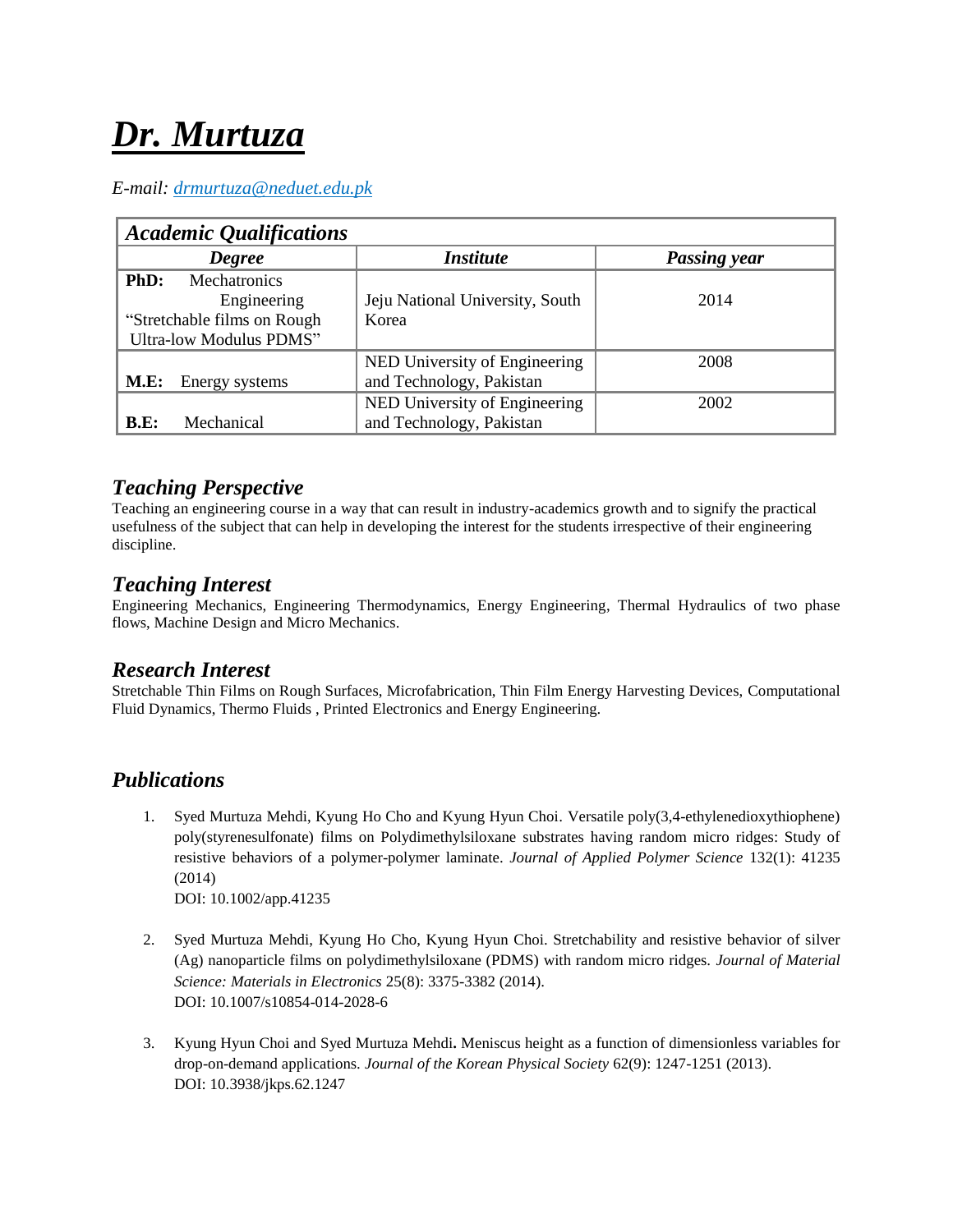# ***Dr. Murtuza***

*E-mail: [drmurtuza@neduet.edu.pk](mailto:drmurtuza@neduet.edu.pk)*

| ***Academic Qualifications*** | | |
|---|---|---|
| ***Degree*** | ***Institute*** | ***Passing year*** |
| **PhD:** Mechatronics Engineering "Stretchable films on Rough Ultra-low Modulus PDMS" | Jeju National University, South Korea | 2014 |
| **M.E:** Energy systems | NED University of Engineering and Technology, Pakistan | 2008 |
| **B.E:** Mechanical | NED University of Engineering and Technology, Pakistan | 2002 |

## *Teaching Perspective*

Teaching an engineering course in a way that can result in industry-academics growth and to signify the practical usefulness of the subject that can help in developing the interest for the students irrespective of their engineering discipline.

## *Teaching Interest*

Engineering Mechanics, Engineering Thermodynamics, Energy Engineering, Thermal Hydraulics of two phase flows, Machine Design and Micro Mechanics.

## *Research Interest*

Stretchable Thin Films on Rough Surfaces, Microfabrication, Thin Film Energy Harvesting Devices, Computational Fluid Dynamics, Thermo Fluids , Printed Electronics and Energy Engineering.

## *Publications*

1. Syed Murtuza Mehdi, Kyung Ho Cho and Kyung Hyun Choi. Versatile poly(3,4-ethylenedioxythiophene) poly(styrenesulfonate) films on Polydimethylsiloxane substrates having random micro ridges: Study of resistive behaviors of a polymer-polymer laminate. *Journal of Applied Polymer Science* 132(1): 41235 (2014)
   DOI: 10.1002/app.41235

2. Syed Murtuza Mehdi, Kyung Ho Cho, Kyung Hyun Choi. Stretchability and resistive behavior of silver (Ag) nanoparticle films on polydimethylsiloxane (PDMS) with random micro ridges. *Journal of Material Science: Materials in Electronics* 25(8): 3375-3382 (2014).
   DOI: 10.1007/s10854-014-2028-6

3. Kyung Hyun Choi and Syed Murtuza Mehdi**.** Meniscus height as a function of dimensionless variables for drop-on-demand applications. *Journal of the Korean Physical Society* 62(9): 1247-1251 (2013).
   DOI: 10.3938/jkps.62.1247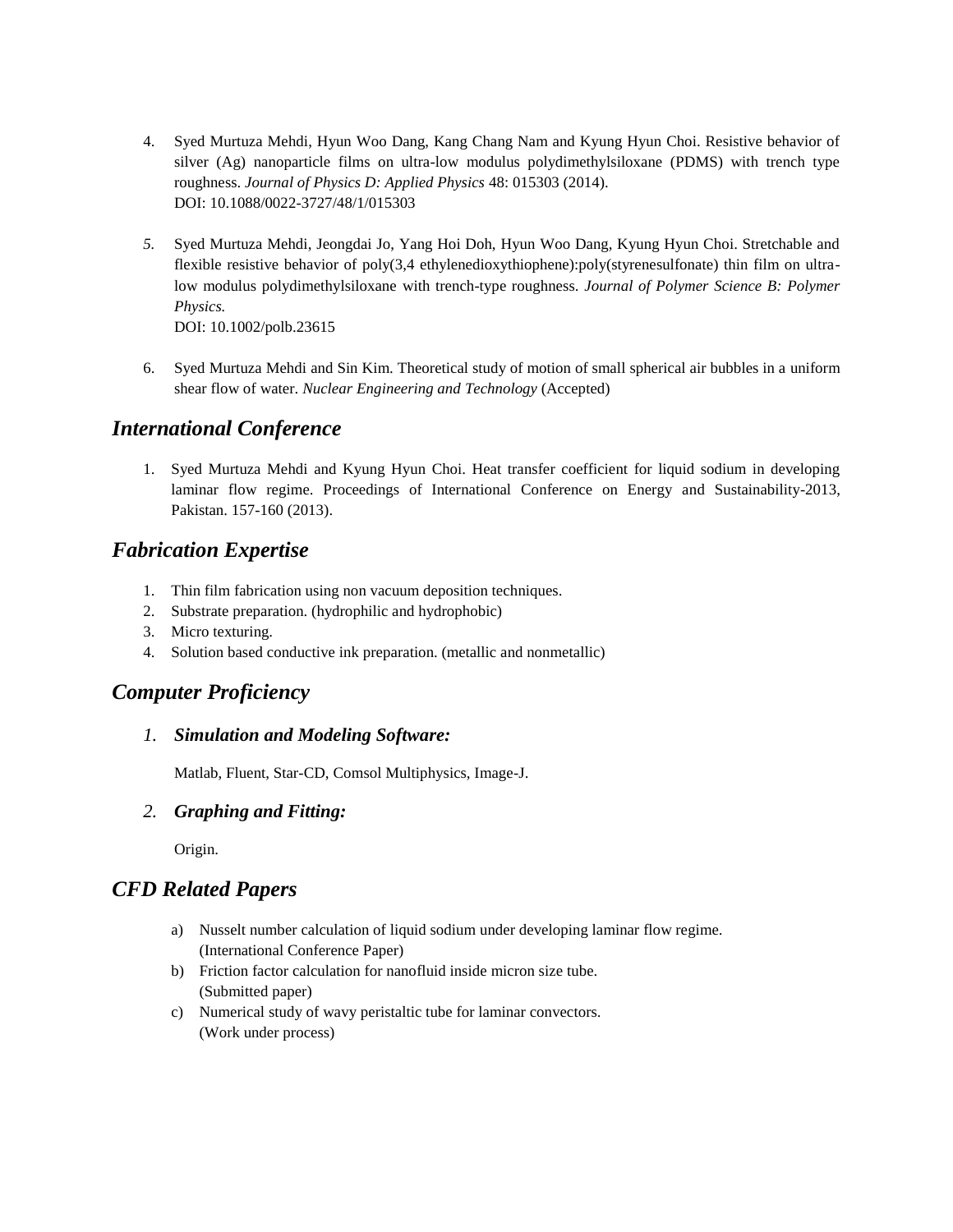4. Syed Murtuza Mehdi, Hyun Woo Dang, Kang Chang Nam and Kyung Hyun Choi. Resistive behavior of silver (Ag) nanoparticle films on ultra-low modulus polydimethylsiloxane (PDMS) with trench type roughness. *Journal of Physics D: Applied Physics* 48: 015303 (2014).
   DOI: 10.1088/0022-3727/48/1/015303

5. Syed Murtuza Mehdi, Jeongdai Jo, Yang Hoi Doh, Hyun Woo Dang, Kyung Hyun Choi. Stretchable and flexible resistive behavior of poly(3,4 ethylenedioxythiophene):poly(styrenesulfonate) thin film on ultra-low modulus polydimethylsiloxane with trench-type roughness. *Journal of Polymer Science B: Polymer Physics.*
   DOI: 10.1002/polb.23615

6. Syed Murtuza Mehdi and Sin Kim. Theoretical study of motion of small spherical air bubbles in a uniform shear flow of water. *Nuclear Engineering and Technology* (Accepted)

## *International Conference*

1. Syed Murtuza Mehdi and Kyung Hyun Choi. Heat transfer coefficient for liquid sodium in developing laminar flow regime. Proceedings of International Conference on Energy and Sustainability-2013, Pakistan. 157-160 (2013).

## *Fabrication Expertise*

1. Thin film fabrication using non vacuum deposition techniques.
2. Substrate preparation. (hydrophilic and hydrophobic)
3. Micro texturing.
4. Solution based conductive ink preparation. (metallic and nonmetallic)

## *Computer Proficiency*

### *1. Simulation and Modeling Software:*

Matlab, Fluent, Star-CD, Comsol Multiphysics, Image-J.

### *2. Graphing and Fitting:*

Origin.

## *CFD Related Papers*

a) Nusselt number calculation of liquid sodium under developing laminar flow regime.
   (International Conference Paper)
b) Friction factor calculation for nanofluid inside micron size tube.
   (Submitted paper)
c) Numerical study of wavy peristaltic tube for laminar convectors.
   (Work under process)